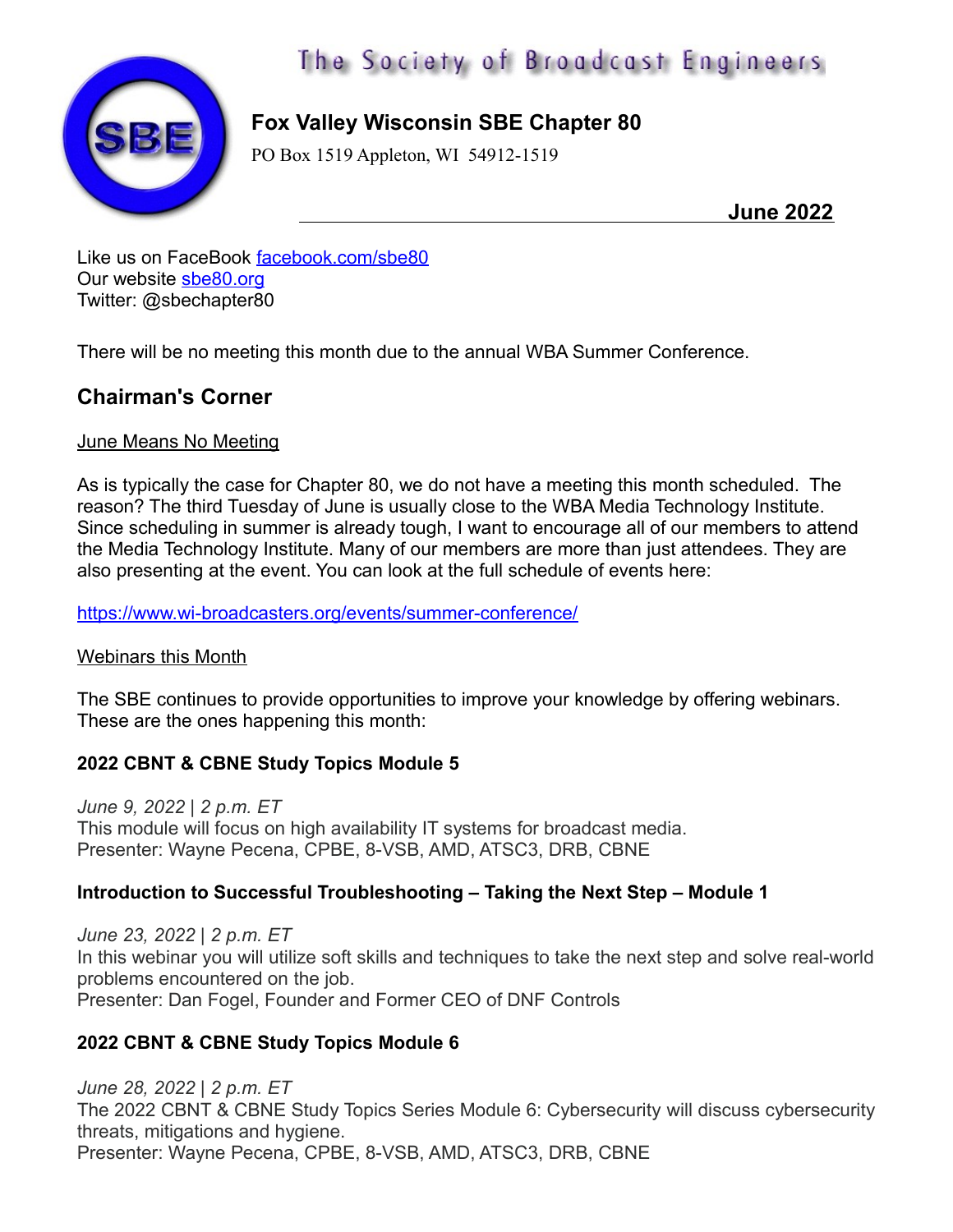The Society of Broadcast Engineers

# Fox Valley Wisconsin SBE Chapter 80

PO Box 1519 Appleton, WI 54912-1519

**June 2022**

Like us on FaceBook facebook.com/sbe80
Our website sbe80.org
Twitter: @sbechapter80

There will be no meeting this month due to the annual WBA Summer Conference.

## Chairman's Corner

June Means No Meeting

As is typically the case for Chapter 80, we do not have a meeting this month scheduled. The reason? The third Tuesday of June is usually close to the WBA Media Technology Institute. Since scheduling in summer is already tough, I want to encourage all of our members to attend the Media Technology Institute. Many of our members are more than just attendees. They are also presenting at the event. You can look at the full schedule of events here:

https://www.wi-broadcasters.org/events/summer-conference/

Webinars this Month

The SBE continues to provide opportunities to improve your knowledge by offering webinars. These are the ones happening this month:

**2022 CBNT & CBNE Study Topics Module 5**

*June 9, 2022 | 2 p.m. ET*
This module will focus on high availability IT systems for broadcast media.
Presenter: Wayne Pecena, CPBE, 8-VSB, AMD, ATSC3, DRB, CBNE

**Introduction to Successful Troubleshooting – Taking the Next Step – Module 1**

*June 23, 2022 | 2 p.m. ET*
In this webinar you will utilize soft skills and techniques to take the next step and solve real-world problems encountered on the job.
Presenter: Dan Fogel, Founder and Former CEO of DNF Controls

**2022 CBNT & CBNE Study Topics Module 6**

*June 28, 2022 | 2 p.m. ET*
The 2022 CBNT & CBNE Study Topics Series Module 6: Cybersecurity will discuss cybersecurity threats, mitigations and hygiene.
Presenter: Wayne Pecena, CPBE, 8-VSB, AMD, ATSC3, DRB, CBNE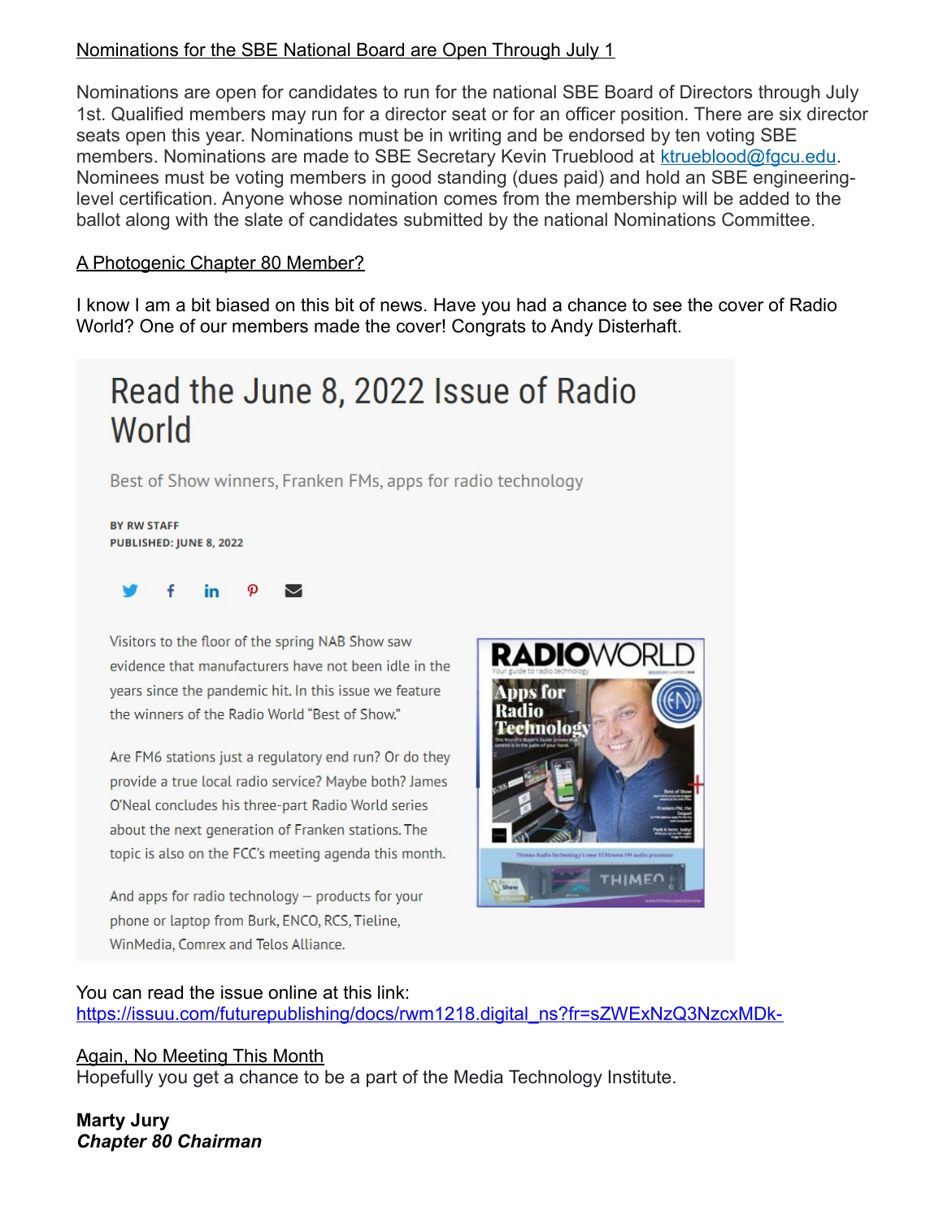Nominations for the SBE National Board are Open Through July 1

Nominations are open for candidates to run for the national SBE Board of Directors through July 1st. Qualified members may run for a director seat or for an officer position. There are six director seats open this year. Nominations must be in writing and be endorsed by ten voting SBE members. Nominations are made to SBE Secretary Kevin Trueblood at ktrueblood@fgcu.edu. Nominees must be voting members in good standing (dues paid) and hold an SBE engineering-level certification. Anyone whose nomination comes from the membership will be added to the ballot along with the slate of candidates submitted by the national Nominations Committee.

A Photogenic Chapter 80 Member?

I know I am a bit biased on this bit of news. Have you had a chance to see the cover of Radio World? One of our members made the cover! Congrats to Andy Disterhaft.

# Read the June 8, 2022 Issue of Radio World

Best of Show winners, Franken FMs, apps for radio technology

BY RW STAFF
PUBLISHED: JUNE 8, 2022

Visitors to the floor of the spring NAB Show saw evidence that manufacturers have not been idle in the years since the pandemic hit. In this issue we feature the winners of the Radio World "Best of Show."

Are FM6 stations just a regulatory end run? Or do they provide a true local radio service? Maybe both? James O'Neal concludes his three-part Radio World series about the next generation of Franken stations. The topic is also on the FCC's meeting agenda this month.

And apps for radio technology – products for your phone or laptop from Burk, ENCO, RCS, Tieline, WinMedia, Comrex and Telos Alliance.

You can read the issue online at this link:
https://issuu.com/futurepublishing/docs/rwm1218.digital_ns?fr=sZWExNzQ3NzcxMDk-

Again, No Meeting This Month
Hopefully you get a chance to be a part of the Media Technology Institute.

**Marty Jury**
***Chapter 80 Chairman***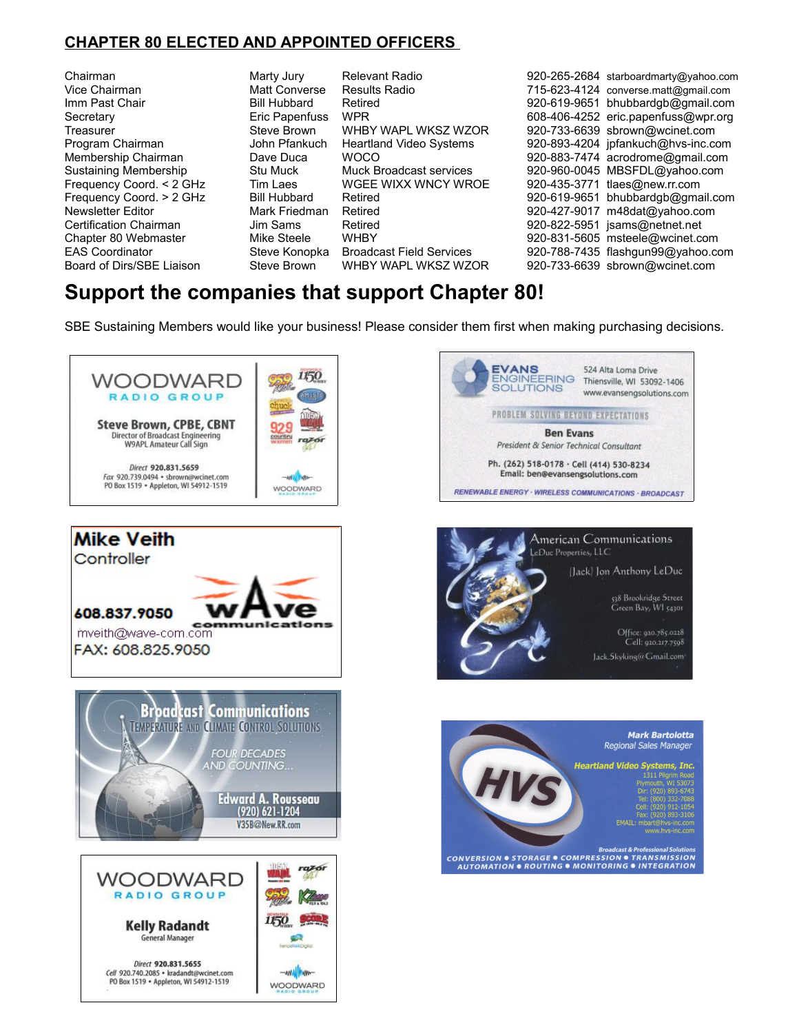## CHAPTER 80 ELECTED AND APPOINTED OFFICERS

| | | | | |
|---|---|---|---|---|
| Chairman | Marty Jury | Relevant Radio | 920-265-2684 | starboardmarty@yahoo.com |
| Vice Chairman | Matt Converse | Results Radio | 715-623-4124 | converse.matt@gmail.com |
| Imm Past Chair | Bill Hubbard | Retired | 920-619-9651 | bhubbardgb@gmail.com |
| Secretary | Eric Papenfuss | WPR | 608-406-4252 | eric.papenfuss@wpr.org |
| Treasurer | Steve Brown | WHBY WAPL WKSZ WZOR | 920-733-6639 | sbrown@wcinet.com |
| Program Chairman | John Pfankuch | Heartland Video Systems | 920-893-4204 | jpfankuch@hvs-inc.com |
| Membership Chairman | Dave Duca | WOCO | 920-883-7474 | acrodrome@gmail.com |
| Sustaining Membership | Stu Muck | Muck Broadcast services | 920-960-0045 | MBSFDL@yahoo.com |
| Frequency Coord. < 2 GHz | Tim Laes | WGEE WIXX WNCY WROE | 920-435-3771 | tlaes@new.rr.com |
| Frequency Coord. > 2 GHz | Bill Hubbard | Retired | 920-619-9651 | bhubbardgb@gmail.com |
| Newsletter Editor | Mark Friedman | Retired | 920-427-9017 | m48dat@yahoo.com |
| Certification Chairman | Jim Sams | Retired | 920-822-5951 | jsams@netnet.net |
| Chapter 80 Webmaster | Mike Steele | WHBY | 920-831-5605 | msteele@wcinet.com |
| EAS Coordinator | Steve Konopka | Broadcast Field Services | 920-788-7435 | flashgun99@yahoo.com |
| Board of Dirs/SBE Liaison | Steve Brown | WHBY WAPL WKSZ WZOR | 920-733-6639 | sbrown@wcinet.com |

# Support the companies that support Chapter 80!

SBE Sustaining Members would like your business! Please consider them first when making purchasing decisions.

WOODWARD RADIO GROUP
Steve Brown, CPBE, CBNT
Director of Broadcast Engineering
W9APL Amateur Call Sign
Direct 920.831.5659
Fax 920.739.0494 • sbrown@wcinet.com
PO Box 1519 • Appleton, WI 54912-1519

EVANS ENGINEERING SOLUTIONS
524 Alta Loma Drive
Thiensville, WI 53092-1406
www.evansengsolutions.com
PROBLEM SOLVING BEYOND EXPECTATIONS
Ben Evans
President & Senior Technical Consultant
Ph. (262) 518-0178 • Cell (414) 530-8234
Email: ben@evansengsolutions.com
RENEWABLE ENERGY • WIRELESS COMMUNICATIONS • BROADCAST

Mike Veith
Controller
608.837.9050
wAve communications
mveith@wave-com.com
FAX: 608.825.9050

American Communications
LeDuc Properties, LLC
(Jack) Jon Anthony LeDuc
538 Brookridge Street
Green Bay, WI 54301
Office: 920.785.0228
Cell: 920.217.7598
Jack.Skyking@Gmail.com

Broadcast Communications
TEMPERATURE AND CLIMATE CONTROL SOLUTIONS
FOUR DECADES AND COUNTING...
Edward A. Rousseau
(920) 621-1204
V35B@New.RR.com

Mark Bartolotta
Regional Sales Manager
Heartland Video Systems, Inc.
1311 Pilgrim Road
Plymouth, WI 53073
Dir: (920) 893-6743
Tel: (800) 332-7088
Cell: (920) 912-1054
Fax: (920) 893-3106
EMAIL: mbart@hvs-inc.com
www.hvs-inc.com
Broadcast & Professional Solutions
CONVERSION • STORAGE • COMPRESSION • TRANSMISSION
AUTOMATION • ROUTING • MONITORING • INTEGRATION

WOODWARD RADIO GROUP
Kelly Radandt
General Manager
Direct 920.831.5655
Cell 920.740.2085 • kradandt@wcinet.com
PO Box 1519 • Appleton, WI 54912-1519